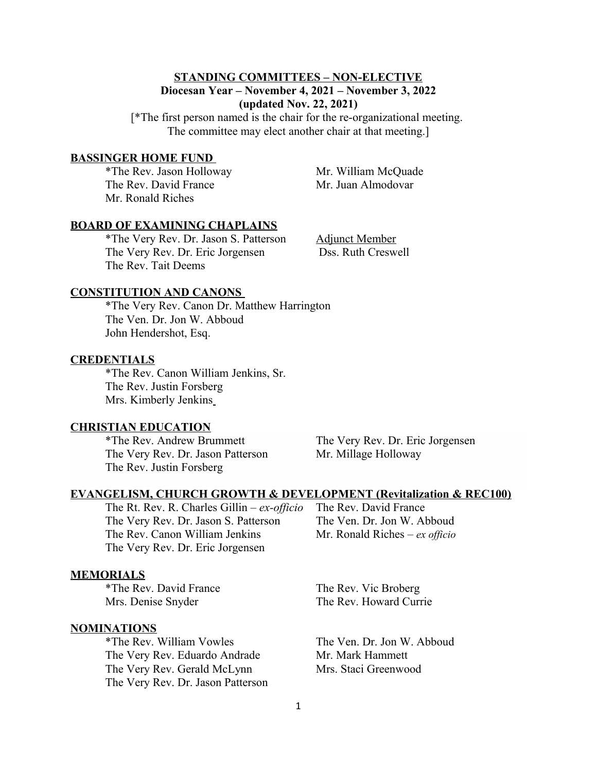**STANDING COMMITTEES – NON-ELECTIVE**

**Diocesan Year – November 4, 2021 – November 3, 2022**

**(updated Nov. 22, 2021)**

[*The first person named is the chair for the re-organizational meeting. The committee may elect another chair at that meeting.]

## BASSINGER HOME FUND

*The Rev. Jason Holloway
The Rev. David France
Mr. Ronald Riches
Mr. William McQuade
Mr. Juan Almodovar

## BOARD OF EXAMINING CHAPLAINS

*The Very Rev. Dr. Jason S. Patterson
The Very Rev. Dr. Eric Jorgensen
The Rev. Tait Deems

Adjunct Member
Dss. Ruth Creswell

## CONSTITUTION AND CANONS

*The Very Rev. Canon Dr. Matthew Harrington
The Ven. Dr. Jon W. Abboud
John Hendershot, Esq.

## CREDENTIALS

*The Rev. Canon William Jenkins, Sr.
The Rev. Justin Forsberg
Mrs. Kimberly Jenkins

## CHRISTIAN EDUCATION

*The Rev. Andrew Brummett
The Very Rev. Dr. Jason Patterson
The Rev. Justin Forsberg
The Very Rev. Dr. Eric Jorgensen
Mr. Millage Holloway

## EVANGELISM, CHURCH GROWTH & DEVELOPMENT (Revitalization & REC100)

The Rt. Rev. R. Charles Gillin – *ex-officio*
The Very Rev. Dr. Jason S. Patterson
The Rev. Canon William Jenkins
The Very Rev. Dr. Eric Jorgensen
The Rev. David France
The Ven. Dr. Jon W. Abboud
Mr. Ronald Riches – *ex officio*

## MEMORIALS

*The Rev. David France
Mrs. Denise Snyder
The Rev. Vic Broberg
The Rev. Howard Currie

## NOMINATIONS

*The Rev. William Vowles
The Very Rev. Eduardo Andrade
The Very Rev. Gerald McLynn
The Very Rev. Dr. Jason Patterson
The Ven. Dr. Jon W. Abboud
Mr. Mark Hammett
Mrs. Staci Greenwood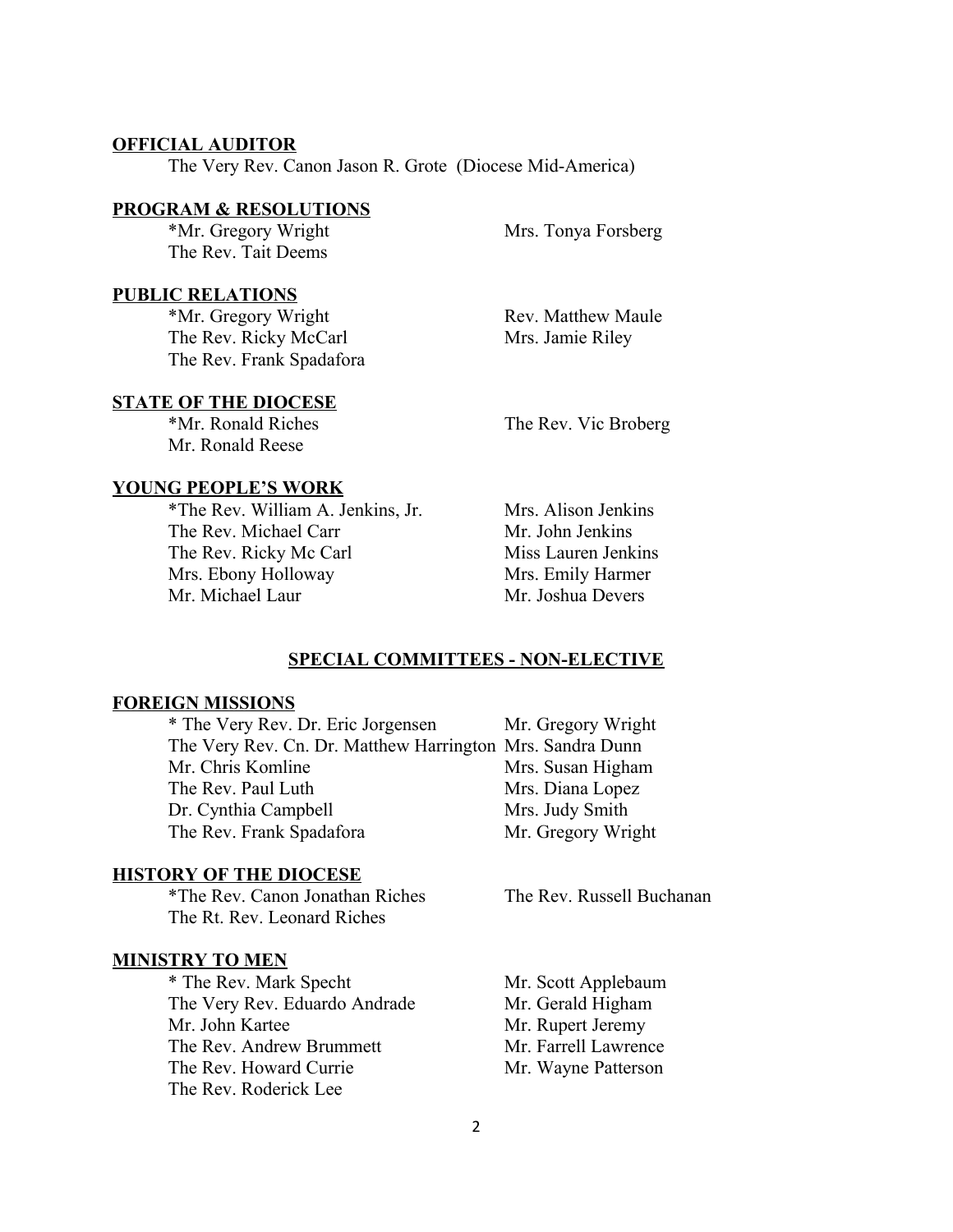**OFFICIAL AUDITOR**

The Very Rev. Canon Jason R. Grote (Diocese Mid-America)

**PROGRAM & RESOLUTIONS**

*Mr. Gregory Wright
The Rev. Tait Deems
Mrs. Tonya Forsberg

**PUBLIC RELATIONS**

*Mr. Gregory Wright
The Rev. Ricky McCarl
The Rev. Frank Spadafora
Rev. Matthew Maule
Mrs. Jamie Riley

**STATE OF THE DIOCESE**

*Mr. Ronald Riches
Mr. Ronald Reese
The Rev. Vic Broberg

**YOUNG PEOPLE'S WORK**

*The Rev. William A. Jenkins, Jr.
The Rev. Michael Carr
The Rev. Ricky Mc Carl
Mrs. Ebony Holloway
Mr. Michael Laur
Mrs. Alison Jenkins
Mr. John Jenkins
Miss Lauren Jenkins
Mrs. Emily Harmer
Mr. Joshua Devers

## SPECIAL COMMITTEES - NON-ELECTIVE

**FOREIGN MISSIONS**

* The Very Rev. Dr. Eric Jorgensen
The Very Rev. Cn. Dr. Matthew Harrington
Mr. Chris Komline
The Rev. Paul Luth
Dr. Cynthia Campbell
The Rev. Frank Spadafora
Mr. Gregory Wright
Mrs. Sandra Dunn
Mrs. Susan Higham
Mrs. Diana Lopez
Mrs. Judy Smith
Mr. Gregory Wright

**HISTORY OF THE DIOCESE**

*The Rev. Canon Jonathan Riches
The Rt. Rev. Leonard Riches
The Rev. Russell Buchanan

**MINISTRY TO MEN**

* The Rev. Mark Specht
The Very Rev. Eduardo Andrade
Mr. John Kartee
The Rev. Andrew Brummett
The Rev. Howard Currie
The Rev. Roderick Lee
Mr. Scott Applebaum
Mr. Gerald Higham
Mr. Rupert Jeremy
Mr. Farrell Lawrence
Mr. Wayne Patterson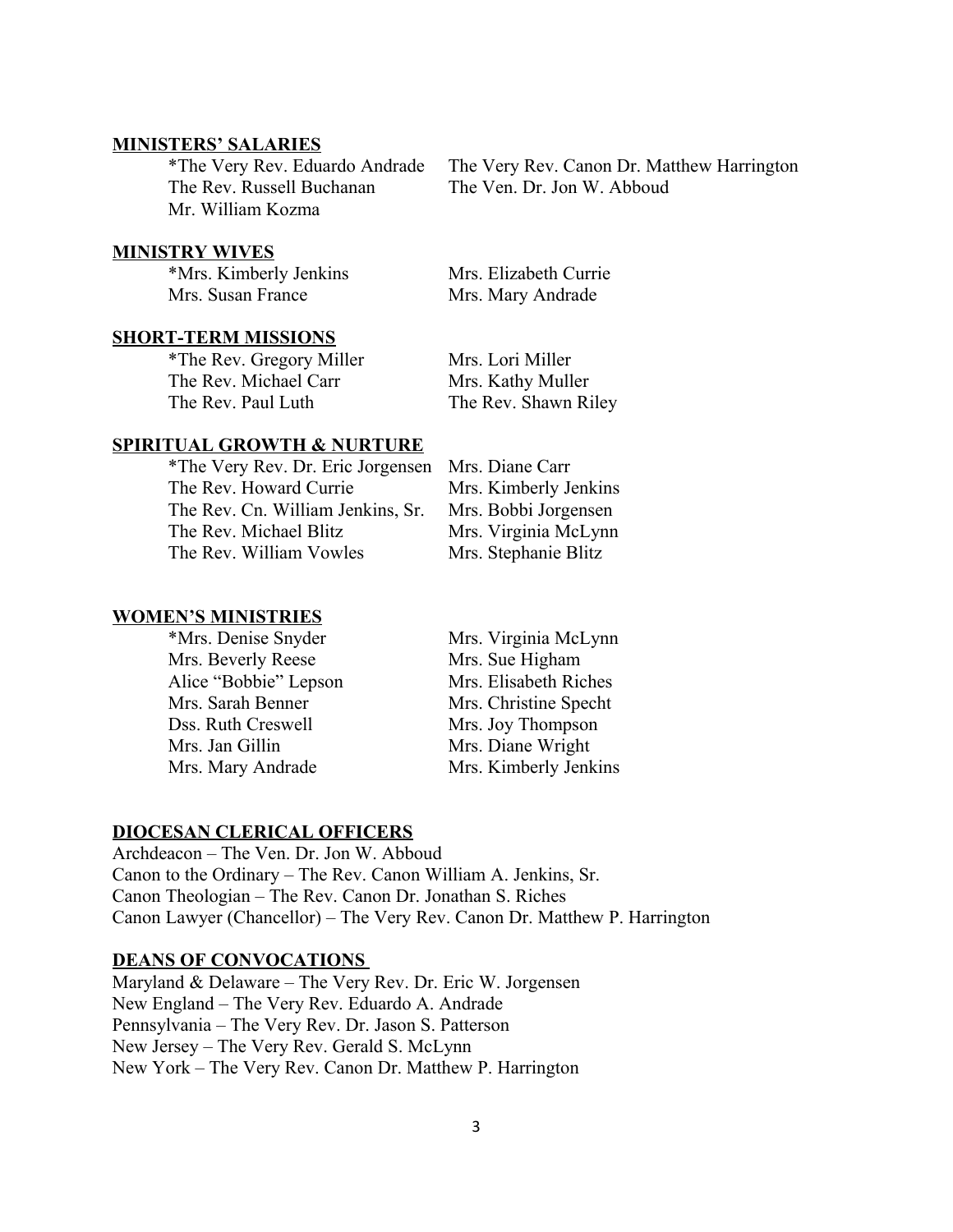**MINISTERS' SALARIES**

*The Very Rev. Eduardo Andrade
The Very Rev. Canon Dr. Matthew Harrington
The Rev. Russell Buchanan
The Ven. Dr. Jon W. Abboud
Mr. William Kozma

**MINISTRY WIVES**

*Mrs. Kimberly Jenkins
Mrs. Elizabeth Currie
Mrs. Susan France
Mrs. Mary Andrade

**SHORT-TERM MISSIONS**

*The Rev. Gregory Miller
Mrs. Lori Miller
The Rev. Michael Carr
Mrs. Kathy Muller
The Rev. Paul Luth
The Rev. Shawn Riley

**SPIRITUAL GROWTH & NURTURE**

*The Very Rev. Dr. Eric Jorgensen
Mrs. Diane Carr
The Rev. Howard Currie
Mrs. Kimberly Jenkins
The Rev. Cn. William Jenkins, Sr.
Mrs. Bobbi Jorgensen
The Rev. Michael Blitz
Mrs. Virginia McLynn
The Rev. William Vowles
Mrs. Stephanie Blitz

**WOMEN'S MINISTRIES**

*Mrs. Denise Snyder
Mrs. Virginia McLynn
Mrs. Beverly Reese
Mrs. Sue Higham
Alice "Bobbie" Lepson
Mrs. Elisabeth Riches
Mrs. Sarah Benner
Mrs. Christine Specht
Dss. Ruth Creswell
Mrs. Joy Thompson
Mrs. Jan Gillin
Mrs. Diane Wright
Mrs. Mary Andrade
Mrs. Kimberly Jenkins

**DIOCESAN CLERICAL OFFICERS**

Archdeacon – The Ven. Dr. Jon W. Abboud
Canon to the Ordinary – The Rev. Canon William A. Jenkins, Sr.
Canon Theologian – The Rev. Canon Dr. Jonathan S. Riches
Canon Lawyer (Chancellor) – The Very Rev. Canon Dr. Matthew P. Harrington

**DEANS OF CONVOCATIONS**

Maryland & Delaware – The Very Rev. Dr. Eric W. Jorgensen
New England – The Very Rev. Eduardo A. Andrade
Pennsylvania – The Very Rev. Dr. Jason S. Patterson
New Jersey – The Very Rev. Gerald S. McLynn
New York – The Very Rev. Canon Dr. Matthew P. Harrington